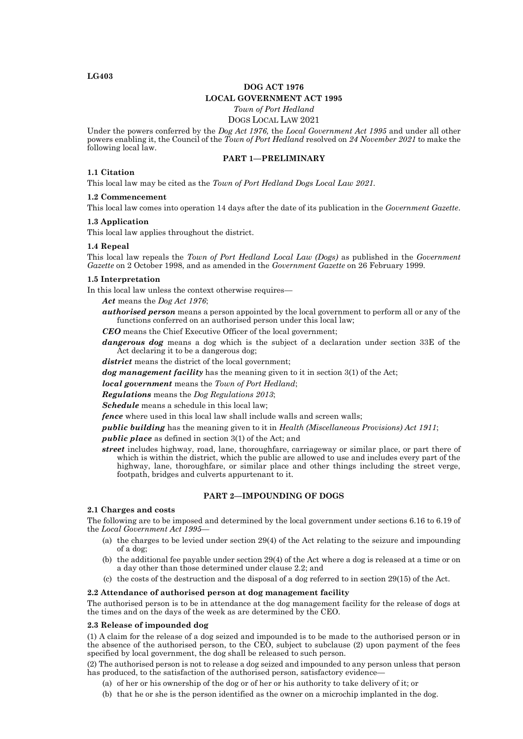**LG403**

**DOG ACT 1976**

**LOCAL GOVERNMENT ACT 1995**

*Town of Port Hedland*

DOGS LOCAL LAW 2021

Under the powers conferred by the *Dog Act 1976,* the *Local Government Act 1995* and under all other powers enabling it, the Council of the *Town of Port Hedland* resolved on *24 November 2021* to make the following local law.

## PART 1—PRELIMINARY

### 1.1 Citation

This local law may be cited as the *Town of Port Hedland Dogs Local Law 2021.*

### 1.2 Commencement

This local law comes into operation 14 days after the date of its publication in the *Government Gazette*.

### 1.3 Application

This local law applies throughout the district.

### 1.4 Repeal

This local law repeals the *Town of Port Hedland Local Law (Dogs)* as published in the *Government Gazette* on 2 October 1998, and as amended in the *Government Gazette* on 26 February 1999.

### 1.5 Interpretation

In this local law unless the context otherwise requires—

***Act*** means the *Dog Act 1976*;

***authorised person*** means a person appointed by the local government to perform all or any of the functions conferred on an authorised person under this local law;

***CEO*** means the Chief Executive Officer of the local government;

***dangerous dog*** means a dog which is the subject of a declaration under section 33E of the Act declaring it to be a dangerous dog;

***district*** means the district of the local government;

***dog management facility*** has the meaning given to it in section 3(1) of the Act;

***local government*** means the *Town of Port Hedland*;

***Regulations*** means the *Dog Regulations 2013*;

***Schedule*** means a schedule in this local law;

***fence*** where used in this local law shall include walls and screen walls;

***public building*** has the meaning given to it in *Health (Miscellaneous Provisions) Act 1911*;

***public place*** as defined in section 3(1) of the Act; and

***street*** includes highway, road, lane, thoroughfare, carriageway or similar place, or part there of which is within the district, which the public are allowed to use and includes every part of the highway, lane, thoroughfare, or similar place and other things including the street verge, footpath, bridges and culverts appurtenant to it.

## PART 2—IMPOUNDING OF DOGS

### 2.1 Charges and costs

The following are to be imposed and determined by the local government under sections 6.16 to 6.19 of the *Local Government Act 1995*—

(a) the charges to be levied under section 29(4) of the Act relating to the seizure and impounding of a dog;

(b) the additional fee payable under section 29(4) of the Act where a dog is released at a time or on a day other than those determined under clause 2.2; and

(c) the costs of the destruction and the disposal of a dog referred to in section 29(15) of the Act.

### 2.2 Attendance of authorised person at dog management facility

The authorised person is to be in attendance at the dog management facility for the release of dogs at the times and on the days of the week as are determined by the CEO.

### 2.3 Release of impounded dog

(1) A claim for the release of a dog seized and impounded is to be made to the authorised person or in the absence of the authorised person, to the CEO, subject to subclause (2) upon payment of the fees specified by local government, the dog shall be released to such person.

(2) The authorised person is not to release a dog seized and impounded to any person unless that person has produced, to the satisfaction of the authorised person, satisfactory evidence—

(a) of her or his ownership of the dog or of her or his authority to take delivery of it; or

(b) that he or she is the person identified as the owner on a microchip implanted in the dog.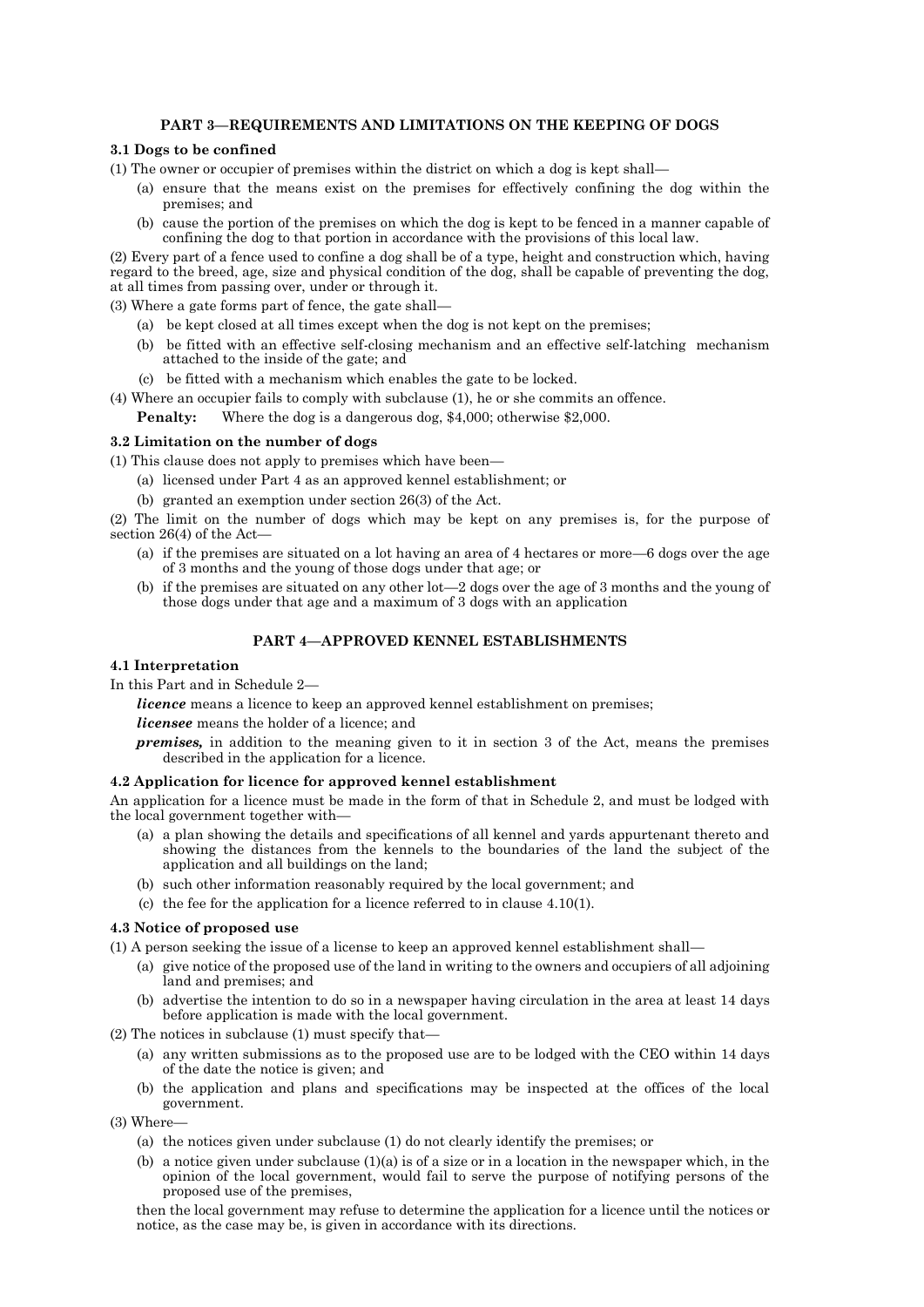## PART 3—REQUIREMENTS AND LIMITATIONS ON THE KEEPING OF DOGS

### 3.1 Dogs to be confined

(1) The owner or occupier of premises within the district on which a dog is kept shall—

(a) ensure that the means exist on the premises for effectively confining the dog within the premises; and

(b) cause the portion of the premises on which the dog is kept to be fenced in a manner capable of confining the dog to that portion in accordance with the provisions of this local law.

(2) Every part of a fence used to confine a dog shall be of a type, height and construction which, having regard to the breed, age, size and physical condition of the dog, shall be capable of preventing the dog, at all times from passing over, under or through it.

(3) Where a gate forms part of fence, the gate shall—

(a) be kept closed at all times except when the dog is not kept on the premises;

(b) be fitted with an effective self-closing mechanism and an effective self-latching mechanism attached to the inside of the gate; and

(c) be fitted with a mechanism which enables the gate to be locked.

(4) Where an occupier fails to comply with subclause (1), he or she commits an offence.

**Penalty:** Where the dog is a dangerous dog, $4,000; otherwise $2,000.

### 3.2 Limitation on the number of dogs

(1) This clause does not apply to premises which have been—

(a) licensed under Part 4 as an approved kennel establishment; or

(b) granted an exemption under section 26(3) of the Act.

(2) The limit on the number of dogs which may be kept on any premises is, for the purpose of section 26(4) of the Act—

(a) if the premises are situated on a lot having an area of 4 hectares or more—6 dogs over the age of 3 months and the young of those dogs under that age; or

(b) if the premises are situated on any other lot—2 dogs over the age of 3 months and the young of those dogs under that age and a maximum of 3 dogs with an application

## PART 4—APPROVED KENNEL ESTABLISHMENTS

### 4.1 Interpretation

In this Part and in Schedule 2—

***licence*** means a licence to keep an approved kennel establishment on premises;

***licensee*** means the holder of a licence; and

***premises,*** in addition to the meaning given to it in section 3 of the Act, means the premises described in the application for a licence.

### 4.2 Application for licence for approved kennel establishment

An application for a licence must be made in the form of that in Schedule 2, and must be lodged with the local government together with—

(a) a plan showing the details and specifications of all kennel and yards appurtenant thereto and showing the distances from the kennels to the boundaries of the land the subject of the application and all buildings on the land;

(b) such other information reasonably required by the local government; and

(c) the fee for the application for a licence referred to in clause 4.10(1).

### 4.3 Notice of proposed use

(1) A person seeking the issue of a license to keep an approved kennel establishment shall—

(a) give notice of the proposed use of the land in writing to the owners and occupiers of all adjoining land and premises; and

(b) advertise the intention to do so in a newspaper having circulation in the area at least 14 days before application is made with the local government.

(2) The notices in subclause (1) must specify that—

(a) any written submissions as to the proposed use are to be lodged with the CEO within 14 days of the date the notice is given; and

(b) the application and plans and specifications may be inspected at the offices of the local government.

(3) Where—

(a) the notices given under subclause (1) do not clearly identify the premises; or

(b) a notice given under subclause (1)(a) is of a size or in a location in the newspaper which, in the opinion of the local government, would fail to serve the purpose of notifying persons of the proposed use of the premises,

then the local government may refuse to determine the application for a licence until the notices or notice, as the case may be, is given in accordance with its directions.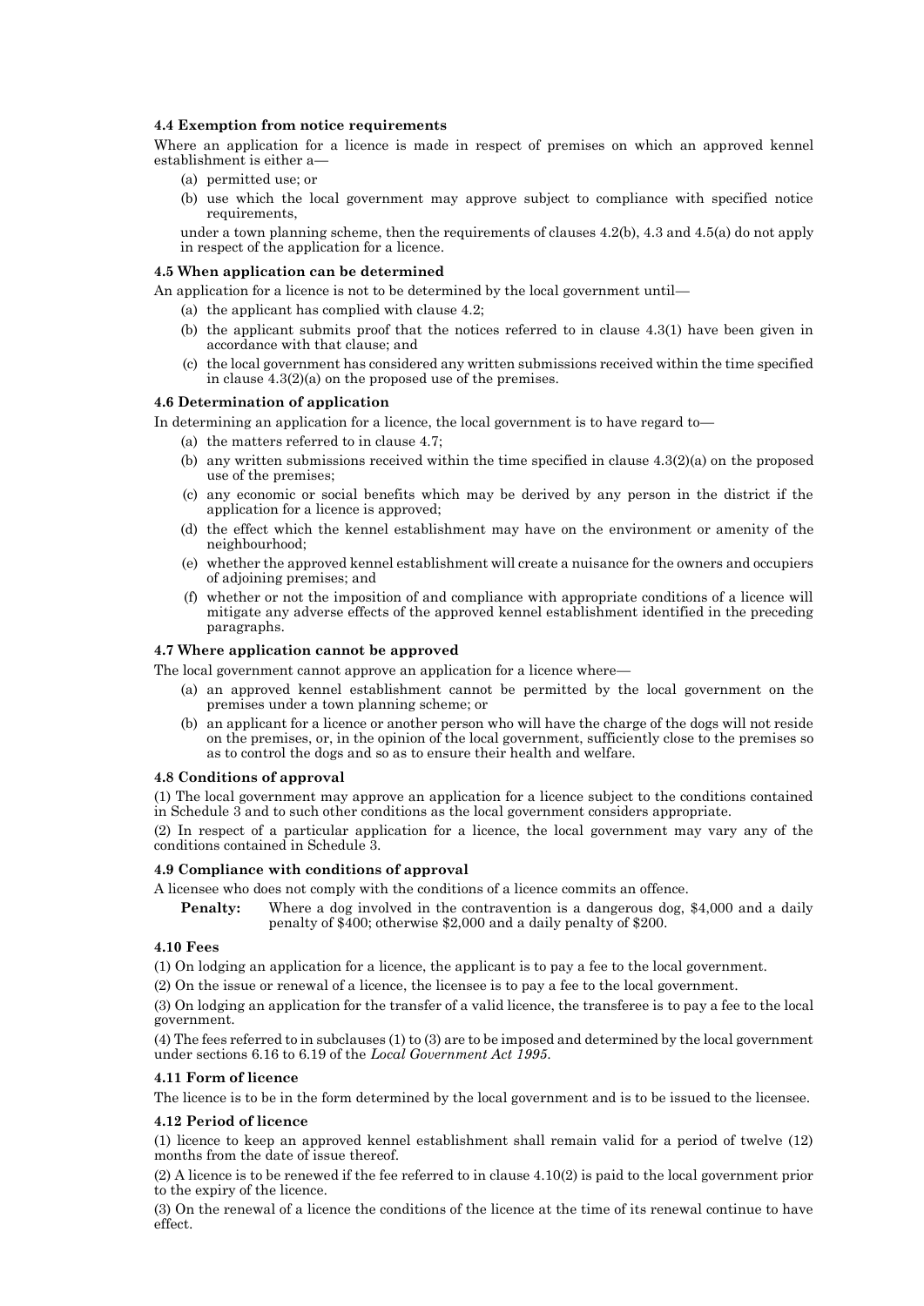**4.4 Exemption from notice requirements**

Where an application for a licence is made in respect of premises on which an approved kennel establishment is either a—

(a) permitted use; or

(b) use which the local government may approve subject to compliance with specified notice requirements,

under a town planning scheme, then the requirements of clauses 4.2(b), 4.3 and 4.5(a) do not apply in respect of the application for a licence.

**4.5 When application can be determined**

An application for a licence is not to be determined by the local government until—

(a) the applicant has complied with clause 4.2;

(b) the applicant submits proof that the notices referred to in clause 4.3(1) have been given in accordance with that clause; and

(c) the local government has considered any written submissions received within the time specified in clause 4.3(2)(a) on the proposed use of the premises.

**4.6 Determination of application**

In determining an application for a licence, the local government is to have regard to—

(a) the matters referred to in clause 4.7;

(b) any written submissions received within the time specified in clause 4.3(2)(a) on the proposed use of the premises;

(c) any economic or social benefits which may be derived by any person in the district if the application for a licence is approved;

(d) the effect which the kennel establishment may have on the environment or amenity of the neighbourhood;

(e) whether the approved kennel establishment will create a nuisance for the owners and occupiers of adjoining premises; and

(f) whether or not the imposition of and compliance with appropriate conditions of a licence will mitigate any adverse effects of the approved kennel establishment identified in the preceding paragraphs.

**4.7 Where application cannot be approved**

The local government cannot approve an application for a licence where—

(a) an approved kennel establishment cannot be permitted by the local government on the premises under a town planning scheme; or

(b) an applicant for a licence or another person who will have the charge of the dogs will not reside on the premises, or, in the opinion of the local government, sufficiently close to the premises so as to control the dogs and so as to ensure their health and welfare.

**4.8 Conditions of approval**

(1) The local government may approve an application for a licence subject to the conditions contained in Schedule 3 and to such other conditions as the local government considers appropriate.

(2) In respect of a particular application for a licence, the local government may vary any of the conditions contained in Schedule 3.

**4.9 Compliance with conditions of approval**

A licensee who does not comply with the conditions of a licence commits an offence.

**Penalty:** Where a dog involved in the contravention is a dangerous dog, $4,000 and a daily penalty of $400; otherwise $2,000 and a daily penalty of $200.

**4.10 Fees**

(1) On lodging an application for a licence, the applicant is to pay a fee to the local government.

(2) On the issue or renewal of a licence, the licensee is to pay a fee to the local government.

(3) On lodging an application for the transfer of a valid licence, the transferee is to pay a fee to the local government.

(4) The fees referred to in subclauses (1) to (3) are to be imposed and determined by the local government under sections 6.16 to 6.19 of the *Local Government Act 1995*.

**4.11 Form of licence**

The licence is to be in the form determined by the local government and is to be issued to the licensee.

**4.12 Period of licence**

(1) licence to keep an approved kennel establishment shall remain valid for a period of twelve (12) months from the date of issue thereof.

(2) A licence is to be renewed if the fee referred to in clause 4.10(2) is paid to the local government prior to the expiry of the licence.

(3) On the renewal of a licence the conditions of the licence at the time of its renewal continue to have effect.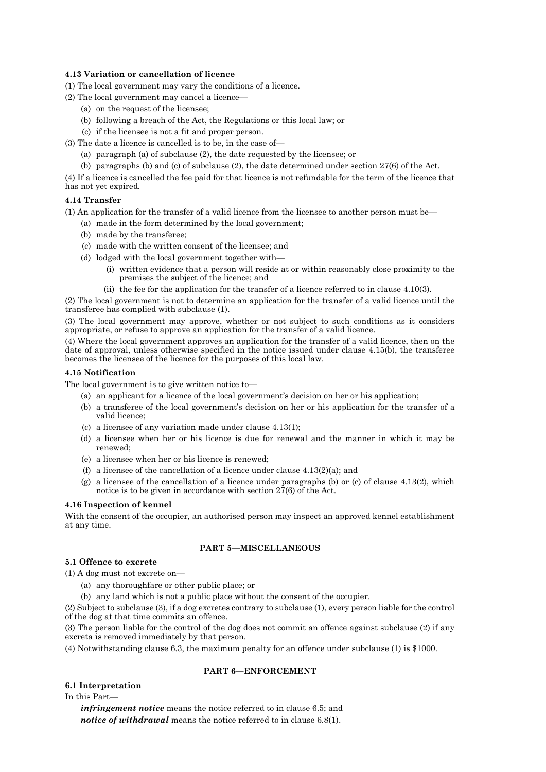#### 4.13 Variation or cancellation of licence

(1) The local government may vary the conditions of a licence.

(2) The local government may cancel a licence—

- (a) on the request of the licensee;
- (b) following a breach of the Act, the Regulations or this local law; or
- (c) if the licensee is not a fit and proper person.

(3) The date a licence is cancelled is to be, in the case of—

- (a) paragraph (a) of subclause (2), the date requested by the licensee; or
- (b) paragraphs (b) and (c) of subclause (2), the date determined under section 27(6) of the Act.

(4) If a licence is cancelled the fee paid for that licence is not refundable for the term of the licence that has not yet expired.

#### 4.14 Transfer

(1) An application for the transfer of a valid licence from the licensee to another person must be—

- (a) made in the form determined by the local government;
- (b) made by the transferee;
- (c) made with the written consent of the licensee; and
- (d) lodged with the local government together with—
  - (i) written evidence that a person will reside at or within reasonably close proximity to the premises the subject of the licence; and
  - (ii) the fee for the application for the transfer of a licence referred to in clause 4.10(3).

(2) The local government is not to determine an application for the transfer of a valid licence until the transferee has complied with subclause (1).

(3) The local government may approve, whether or not subject to such conditions as it considers appropriate, or refuse to approve an application for the transfer of a valid licence.

(4) Where the local government approves an application for the transfer of a valid licence, then on the date of approval, unless otherwise specified in the notice issued under clause 4.15(b), the transferee becomes the licensee of the licence for the purposes of this local law.

#### 4.15 Notification

The local government is to give written notice to—

- (a) an applicant for a licence of the local government's decision on her or his application;
- (b) a transferee of the local government's decision on her or his application for the transfer of a valid licence;
- (c) a licensee of any variation made under clause 4.13(1);
- (d) a licensee when her or his licence is due for renewal and the manner in which it may be renewed;
- (e) a licensee when her or his licence is renewed;
- (f) a licensee of the cancellation of a licence under clause 4.13(2)(a); and
- (g) a licensee of the cancellation of a licence under paragraphs (b) or (c) of clause 4.13(2), which notice is to be given in accordance with section 27(6) of the Act.

#### 4.16 Inspection of kennel

With the consent of the occupier, an authorised person may inspect an approved kennel establishment at any time.

### PART 5—MISCELLANEOUS

#### 5.1 Offence to excrete

(1) A dog must not excrete on—

- (a) any thoroughfare or other public place; or
- (b) any land which is not a public place without the consent of the occupier.

(2) Subject to subclause (3), if a dog excretes contrary to subclause (1), every person liable for the control of the dog at that time commits an offence.

(3) The person liable for the control of the dog does not commit an offence against subclause (2) if any excreta is removed immediately by that person.

(4) Notwithstanding clause 6.3, the maximum penalty for an offence under subclause (1) is $1000.

### PART 6—ENFORCEMENT

#### 6.1 Interpretation

In this Part—

***infringement notice*** means the notice referred to in clause 6.5; and

***notice of withdrawal*** means the notice referred to in clause 6.8(1).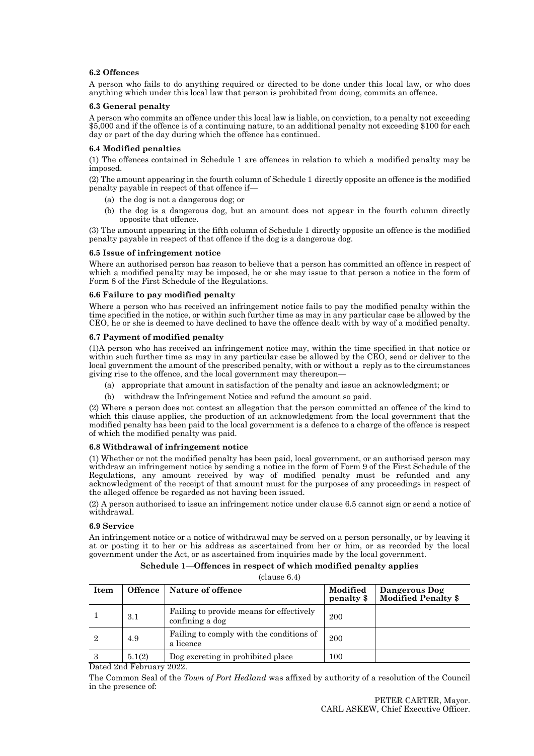**6.2 Offences**

A person who fails to do anything required or directed to be done under this local law, or who does anything which under this local law that person is prohibited from doing, commits an offence.

**6.3 General penalty**

A person who commits an offence under this local law is liable, on conviction, to a penalty not exceeding $5,000 and if the offence is of a continuing nature, to an additional penalty not exceeding $100 for each day or part of the day during which the offence has continued.

**6.4 Modified penalties**

(1) The offences contained in Schedule 1 are offences in relation to which a modified penalty may be imposed.

(2) The amount appearing in the fourth column of Schedule 1 directly opposite an offence is the modified penalty payable in respect of that offence if—

- (a) the dog is not a dangerous dog; or
- (b) the dog is a dangerous dog, but an amount does not appear in the fourth column directly opposite that offence.

(3) The amount appearing in the fifth column of Schedule 1 directly opposite an offence is the modified penalty payable in respect of that offence if the dog is a dangerous dog.

**6.5 Issue of infringement notice**

Where an authorised person has reason to believe that a person has committed an offence in respect of which a modified penalty may be imposed, he or she may issue to that person a notice in the form of Form 8 of the First Schedule of the Regulations.

**6.6 Failure to pay modified penalty**

Where a person who has received an infringement notice fails to pay the modified penalty within the time specified in the notice, or within such further time as may in any particular case be allowed by the CEO, he or she is deemed to have declined to have the offence dealt with by way of a modified penalty.

**6.7 Payment of modified penalty**

(1)A person who has received an infringement notice may, within the time specified in that notice or within such further time as may in any particular case be allowed by the CEO, send or deliver to the local government the amount of the prescribed penalty, with or without a reply as to the circumstances giving rise to the offence, and the local government may thereupon—

- (a) appropriate that amount in satisfaction of the penalty and issue an acknowledgment; or
- (b) withdraw the Infringement Notice and refund the amount so paid.

(2) Where a person does not contest an allegation that the person committed an offence of the kind to which this clause applies, the production of an acknowledgment from the local government that the modified penalty has been paid to the local government is a defence to a charge of the offence is respect of which the modified penalty was paid.

**6.8 Withdrawal of infringement notice**

(1) Whether or not the modified penalty has been paid, local government, or an authorised person may withdraw an infringement notice by sending a notice in the form of Form 9 of the First Schedule of the Regulations, any amount received by way of modified penalty must be refunded and any acknowledgment of the receipt of that amount must for the purposes of any proceedings in respect of the alleged offence be regarded as not having been issued.

(2) A person authorised to issue an infringement notice under clause 6.5 cannot sign or send a notice of withdrawal.

**6.9 Service**

An infringement notice or a notice of withdrawal may be served on a person personally, or by leaving it at or posting it to her or his address as ascertained from her or him, or as recorded by the local government under the Act, or as ascertained from inquiries made by the local government.

**Schedule 1—Offences in respect of which modified penalty applies**

(clause 6.4)

| Item | Offence | Nature of offence | Modified penalty $ | Dangerous Dog Modified Penalty $ |
|---|---|---|---|---|
| 1 | 3.1 | Failing to provide means for effectively confining a dog | 200 | |
| 2 | 4.9 | Failing to comply with the conditions of a licence | 200 | |
| 3 | 5.1(2) | Dog excreting in prohibited place | 100 | |

Dated 2nd February 2022.

The Common Seal of the *Town of Port Hedland* was affixed by authority of a resolution of the Council in the presence of:

PETER CARTER, Mayor.
CARL ASKEW, Chief Executive Officer.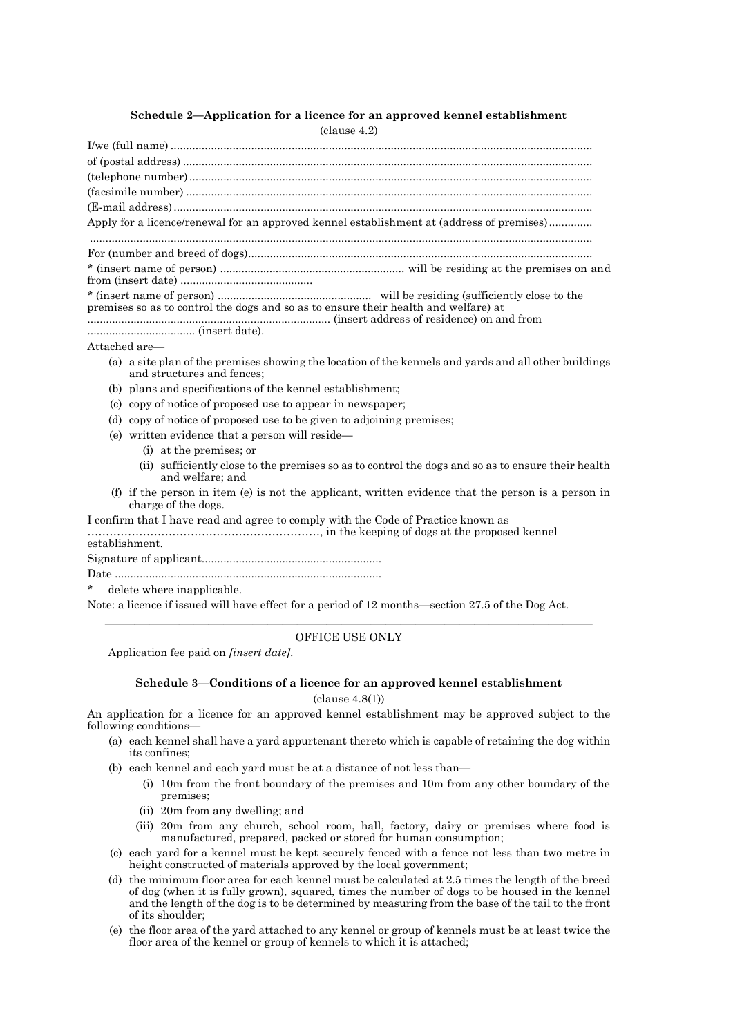### Schedule 2—Application for a licence for an approved kennel establishment

(clause 4.2)

I/we (full name) ........................................................................................................................

of (postal address) ....................................................................................................................

(telephone number) ...................................................................................................................

(facsimile number) ....................................................................................................................

(E-mail address) ........................................................................................................................

Apply for a licence/renewal for an approved kennel establishment at (address of premises) ..............

...................................................................................................................................................

For (number and breed of dogs) ................................................................................................

* (insert name of person) ............................................................ will be residing at the premises on and from (insert date) ...........................................

* (insert name of person) .................................................. will be residing (sufficiently close to the premises so as to control the dogs and so as to ensure their health and welfare) at ............................................................................... (insert address of residence) on and from ................................... (insert date).

Attached are—

- (a) a site plan of the premises showing the location of the kennels and yards and all other buildings and structures and fences;
- (b) plans and specifications of the kennel establishment;
- (c) copy of notice of proposed use to appear in newspaper;
- (d) copy of notice of proposed use to be given to adjoining premises;
- (e) written evidence that a person will reside—
  - (i) at the premises; or
  - (ii) sufficiently close to the premises so as to control the dogs and so as to ensure their health and welfare; and
- (f) if the person in item (e) is not the applicant, written evidence that the person is a person in charge of the dogs.

I confirm that I have read and agree to comply with the Code of Practice known as ................................................................., in the keeping of dogs at the proposed kennel establishment.

Signature of applicant...........................................................

Date .......................................................................................

\* delete where inapplicable.

Note: a licence if issued will have effect for a period of 12 months—section 27.5 of the Dog Act.

---

OFFICE USE ONLY

Application fee paid on *[insert date]*.

### Schedule 3—Conditions of a licence for an approved kennel establishment

(clause 4.8(1))

An application for a licence for an approved kennel establishment may be approved subject to the following conditions—

- (a) each kennel shall have a yard appurtenant thereto which is capable of retaining the dog within its confines;
- (b) each kennel and each yard must be at a distance of not less than—
  - (i) 10m from the front boundary of the premises and 10m from any other boundary of the premises;
  - (ii) 20m from any dwelling; and
  - (iii) 20m from any church, school room, hall, factory, dairy or premises where food is manufactured, prepared, packed or stored for human consumption;
- (c) each yard for a kennel must be kept securely fenced with a fence not less than two metre in height constructed of materials approved by the local government;
- (d) the minimum floor area for each kennel must be calculated at 2.5 times the length of the breed of dog (when it is fully grown), squared, times the number of dogs to be housed in the kennel and the length of the dog is to be determined by measuring from the base of the tail to the front of its shoulder;
- (e) the floor area of the yard attached to any kennel or group of kennels must be at least twice the floor area of the kennel or group of kennels to which it is attached;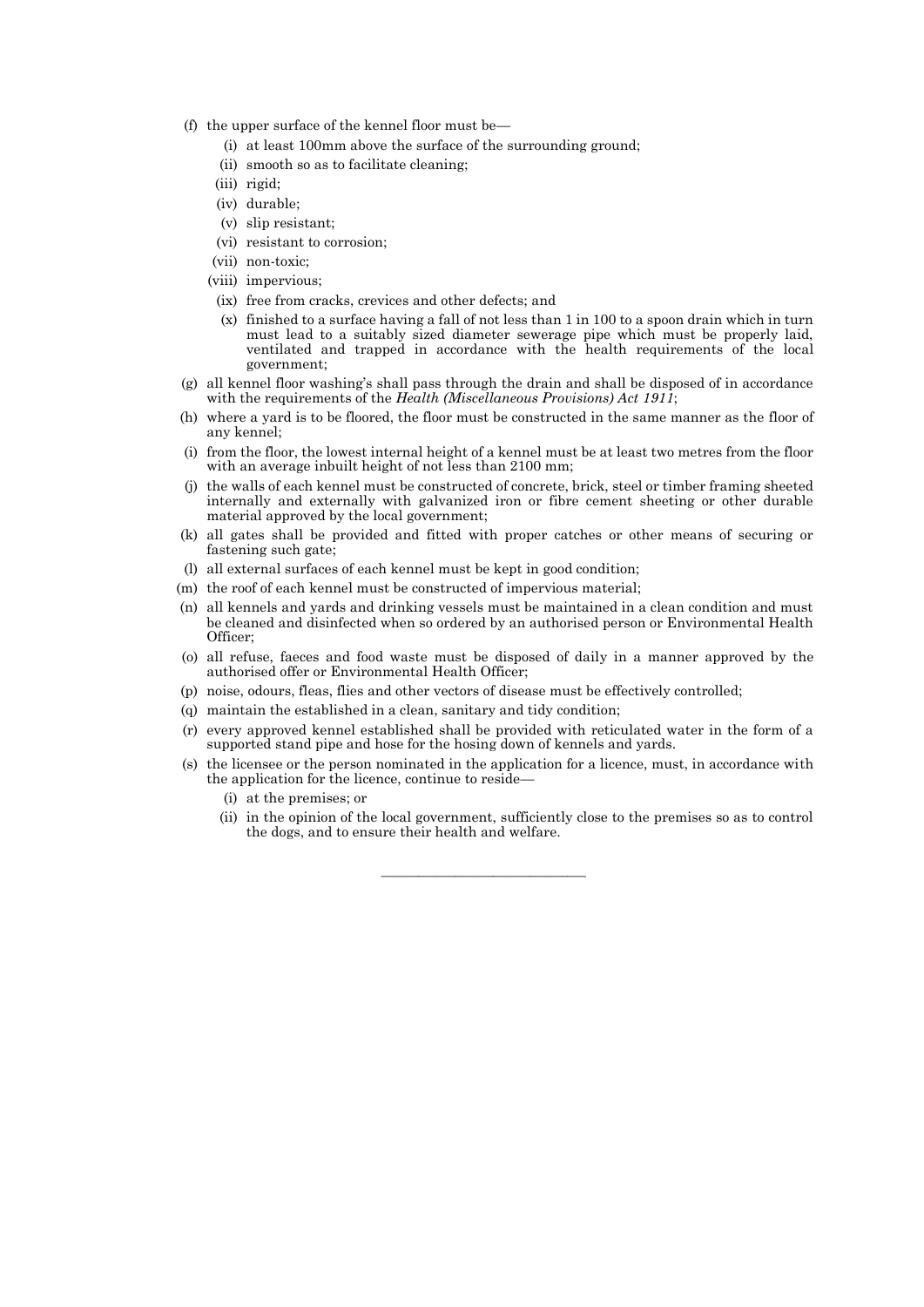(f) the upper surface of the kennel floor must be—

  (i) at least 100mm above the surface of the surrounding ground;

  (ii) smooth so as to facilitate cleaning;

  (iii) rigid;

  (iv) durable;

  (v) slip resistant;

  (vi) resistant to corrosion;

  (vii) non-toxic;

  (viii) impervious;

  (ix) free from cracks, crevices and other defects; and

  (x) finished to a surface having a fall of not less than 1 in 100 to a spoon drain which in turn must lead to a suitably sized diameter sewerage pipe which must be properly laid, ventilated and trapped in accordance with the health requirements of the local government;

(g) all kennel floor washing's shall pass through the drain and shall be disposed of in accordance with the requirements of the *Health (Miscellaneous Provisions) Act 1911*;

(h) where a yard is to be floored, the floor must be constructed in the same manner as the floor of any kennel;

(i) from the floor, the lowest internal height of a kennel must be at least two metres from the floor with an average inbuilt height of not less than 2100 mm;

(j) the walls of each kennel must be constructed of concrete, brick, steel or timber framing sheeted internally and externally with galvanized iron or fibre cement sheeting or other durable material approved by the local government;

(k) all gates shall be provided and fitted with proper catches or other means of securing or fastening such gate;

(l) all external surfaces of each kennel must be kept in good condition;

(m) the roof of each kennel must be constructed of impervious material;

(n) all kennels and yards and drinking vessels must be maintained in a clean condition and must be cleaned and disinfected when so ordered by an authorised person or Environmental Health Officer;

(o) all refuse, faeces and food waste must be disposed of daily in a manner approved by the authorised offer or Environmental Health Officer;

(p) noise, odours, fleas, flies and other vectors of disease must be effectively controlled;

(q) maintain the established in a clean, sanitary and tidy condition;

(r) every approved kennel established shall be provided with reticulated water in the form of a supported stand pipe and hose for the hosing down of kennels and yards.

(s) the licensee or the person nominated in the application for a licence, must, in accordance with the application for the licence, continue to reside—

  (i) at the premises; or

  (ii) in the opinion of the local government, sufficiently close to the premises so as to control the dogs, and to ensure their health and welfare.

---